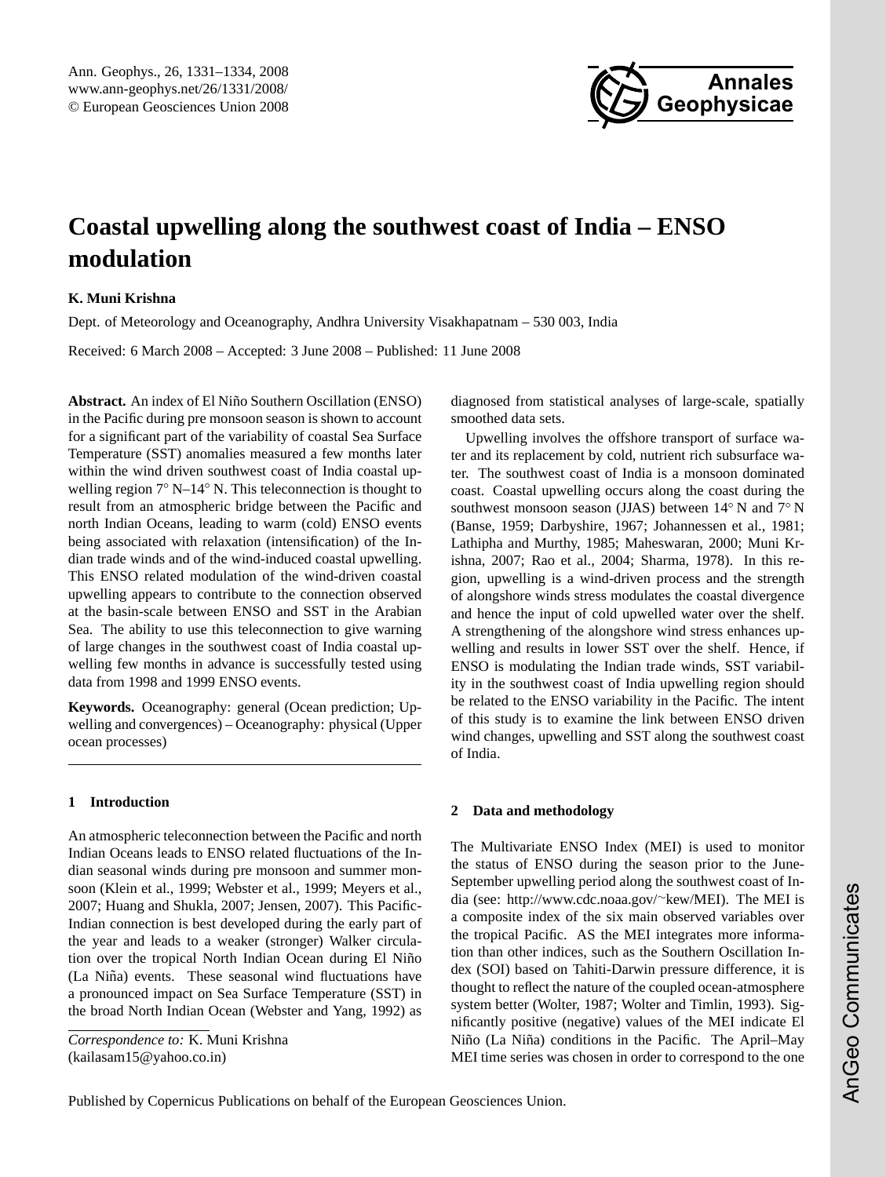# Coastal upwelling along the southwest coast of India – ENSO modulation

**K. Muni Krishna**

Dept. of Meteorology and Oceanography, Andhra University Visakhapatnam – 530 003, India

Received: 6 March 2008 – Accepted: 3 June 2008 – Published: 11 June 2008

**Abstract.** An index of El Niño Southern Oscillation (ENSO) in the Pacific during pre monsoon season is shown to account for a significant part of the variability of coastal Sea Surface Temperature (SST) anomalies measured a few months later within the wind driven southwest coast of India coastal upwelling region 7° N–14° N. This teleconnection is thought to result from an atmospheric bridge between the Pacific and north Indian Oceans, leading to warm (cold) ENSO events being associated with relaxation (intensification) of the Indian trade winds and of the wind-induced coastal upwelling. This ENSO related modulation of the wind-driven coastal upwelling appears to contribute to the connection observed at the basin-scale between ENSO and SST in the Arabian Sea. The ability to use this teleconnection to give warning of large changes in the southwest coast of India coastal upwelling few months in advance is successfully tested using data from 1998 and 1999 ENSO events.

**Keywords.** Oceanography: general (Ocean prediction; Upwelling and convergences) – Oceanography: physical (Upper ocean processes)

## 1 Introduction

An atmospheric teleconnection between the Pacific and north Indian Oceans leads to ENSO related fluctuations of the Indian seasonal winds during pre monsoon and summer monsoon (Klein et al., 1999; Webster et al., 1999; Meyers et al., 2007; Huang and Shukla, 2007; Jensen, 2007). This Pacific-Indian connection is best developed during the early part of the year and leads to a weaker (stronger) Walker circulation over the tropical North Indian Ocean during El Niño (La Niña) events. These seasonal wind fluctuations have a pronounced impact on Sea Surface Temperature (SST) in the broad North Indian Ocean (Webster and Yang, 1992) as diagnosed from statistical analyses of large-scale, spatially smoothed data sets.

Upwelling involves the offshore transport of surface water and its replacement by cold, nutrient rich subsurface water. The southwest coast of India is a monsoon dominated coast. Coastal upwelling occurs along the coast during the southwest monsoon season (JJAS) between 14° N and 7° N (Banse, 1959; Darbyshire, 1967; Johannessen et al., 1981; Lathipha and Murthy, 1985; Maheswaran, 2000; Muni Krishna, 2007; Rao et al., 2004; Sharma, 1978). In this region, upwelling is a wind-driven process and the strength of alongshore winds stress modulates the coastal divergence and hence the input of cold upwelled water over the shelf. A strengthening of the alongshore wind stress enhances upwelling and results in lower SST over the shelf. Hence, if ENSO is modulating the Indian trade winds, SST variability in the southwest coast of India upwelling region should be related to the ENSO variability in the Pacific. The intent of this study is to examine the link between ENSO driven wind changes, upwelling and SST along the southwest coast of India.

## 2 Data and methodology

The Multivariate ENSO Index (MEI) is used to monitor the status of ENSO during the season prior to the June-September upwelling period along the southwest coast of India (see: http://www.cdc.noaa.gov/~kew/MEI). The MEI is a composite index of the six main observed variables over the tropical Pacific. AS the MEI integrates more information than other indices, such as the Southern Oscillation Index (SOI) based on Tahiti-Darwin pressure difference, it is thought to reflect the nature of the coupled ocean-atmosphere system better (Wolter, 1987; Wolter and Timlin, 1993). Significantly positive (negative) values of the MEI indicate El Niño (La Niña) conditions in the Pacific. The April–May MEI time series was chosen in order to correspond to the one

*Correspondence to:* K. Muni Krishna
(kailasam15@yahoo.co.in)

Published by Copernicus Publications on behalf of the European Geosciences Union.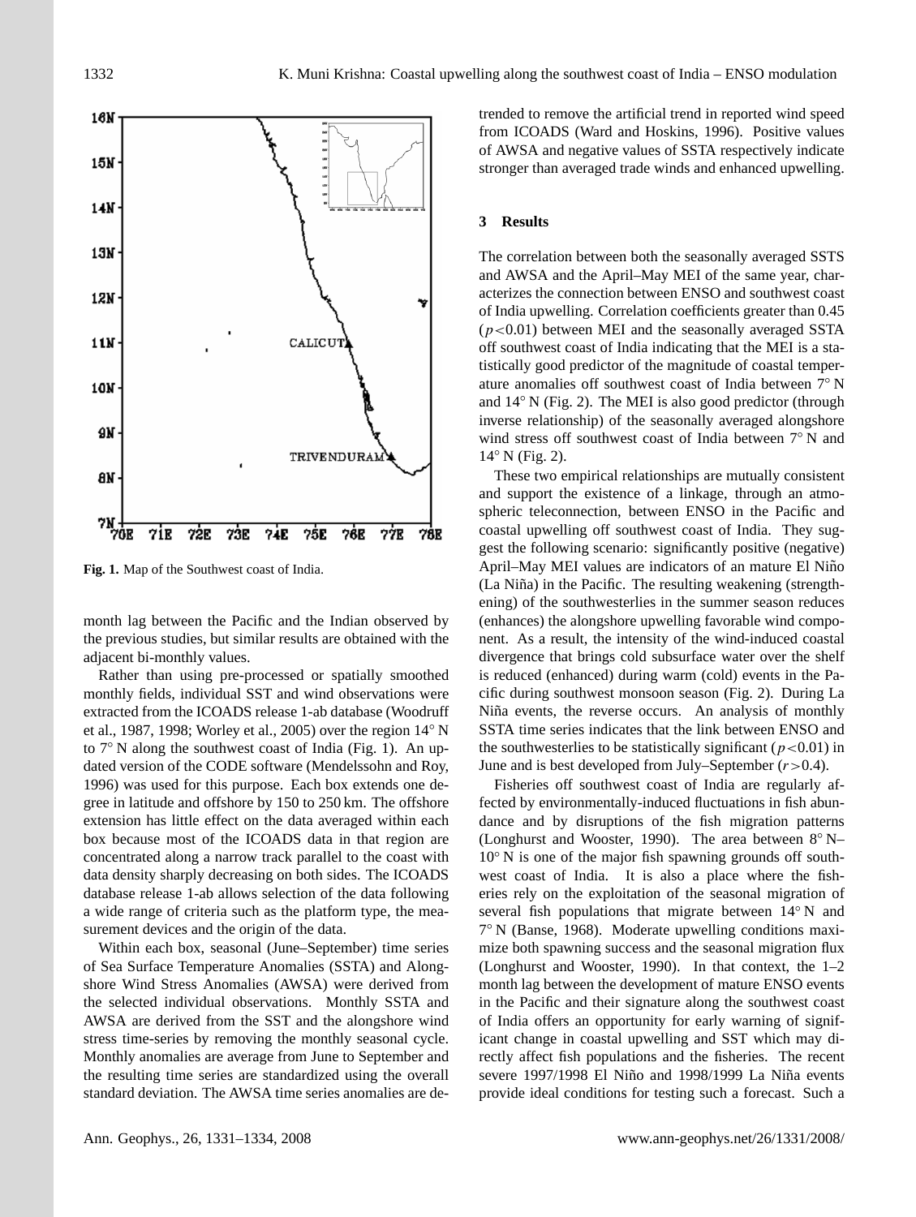**Fig. 1.** Map of the Southwest coast of India.

month lag between the Pacific and the Indian observed by the previous studies, but similar results are obtained with the adjacent bi-monthly values.

Rather than using pre-processed or spatially smoothed monthly fields, individual SST and wind observations were extracted from the ICOADS release 1-ab database (Woodruff et al., 1987, 1998; Worley et al., 2005) over the region 14° N to 7° N along the southwest coast of India (Fig. 1). An updated version of the CODE software (Mendelssohn and Roy, 1996) was used for this purpose. Each box extends one degree in latitude and offshore by 150 to 250 km. The offshore extension has little effect on the data averaged within each box because most of the ICOADS data in that region are concentrated along a narrow track parallel to the coast with data density sharply decreasing on both sides. The ICOADS database release 1-ab allows selection of the data following a wide range of criteria such as the platform type, the measurement devices and the origin of the data.

Within each box, seasonal (June–September) time series of Sea Surface Temperature Anomalies (SSTA) and Alongshore Wind Stress Anomalies (AWSA) were derived from the selected individual observations. Monthly SSTA and AWSA are derived from the SST and the alongshore wind stress time-series by removing the monthly seasonal cycle. Monthly anomalies are average from June to September and the resulting time series are standardized using the overall standard deviation. The AWSA time series anomalies are detrended to remove the artificial trend in reported wind speed from ICOADS (Ward and Hoskins, 1996). Positive values of AWSA and negative values of SSTA respectively indicate stronger than averaged trade winds and enhanced upwelling.

## 3 Results

The correlation between both the seasonally averaged SSTS and AWSA and the April–May MEI of the same year, characterizes the connection between ENSO and southwest coast of India upwelling. Correlation coefficients greater than 0.45 ($p<0.01$) between MEI and the seasonally averaged SSTA off southwest coast of India indicating that the MEI is a statistically good predictor of the magnitude of coastal temperature anomalies off southwest coast of India between 7° N and 14° N (Fig. 2). The MEI is also good predictor (through inverse relationship) of the seasonally averaged alongshore wind stress off southwest coast of India between 7° N and 14° N (Fig. 2).

These two empirical relationships are mutually consistent and support the existence of a linkage, through an atmospheric teleconnection, between ENSO in the Pacific and coastal upwelling off southwest coast of India. They suggest the following scenario: significantly positive (negative) April–May MEI values are indicators of an mature El Niño (La Niña) in the Pacific. The resulting weakening (strengthening) of the southwesterlies in the summer season reduces (enhances) the alongshore upwelling favorable wind component. As a result, the intensity of the wind-induced coastal divergence that brings cold subsurface water over the shelf is reduced (enhanced) during warm (cold) events in the Pacific during southwest monsoon season (Fig. 2). During La Niña events, the reverse occurs. An analysis of monthly SSTA time series indicates that the link between ENSO and the southwesterlies to be statistically significant ($p<0.01$) in June and is best developed from July–September ($r>0.4$).

Fisheries off southwest coast of India are regularly affected by environmentally-induced fluctuations in fish abundance and by disruptions of the fish migration patterns (Longhurst and Wooster, 1990). The area between 8° N–10° N is one of the major fish spawning grounds off southwest coast of India. It is also a place where the fisheries rely on the exploitation of the seasonal migration of several fish populations that migrate between 14° N and 7° N (Banse, 1968). Moderate upwelling conditions maximize both spawning success and the seasonal migration flux (Longhurst and Wooster, 1990). In that context, the 1–2 month lag between the development of mature ENSO events in the Pacific and their signature along the southwest coast of India offers an opportunity for early warning of significant change in coastal upwelling and SST which may directly affect fish populations and the fisheries. The recent severe 1997/1998 El Niño and 1998/1999 La Niña events provide ideal conditions for testing such a forecast. Such a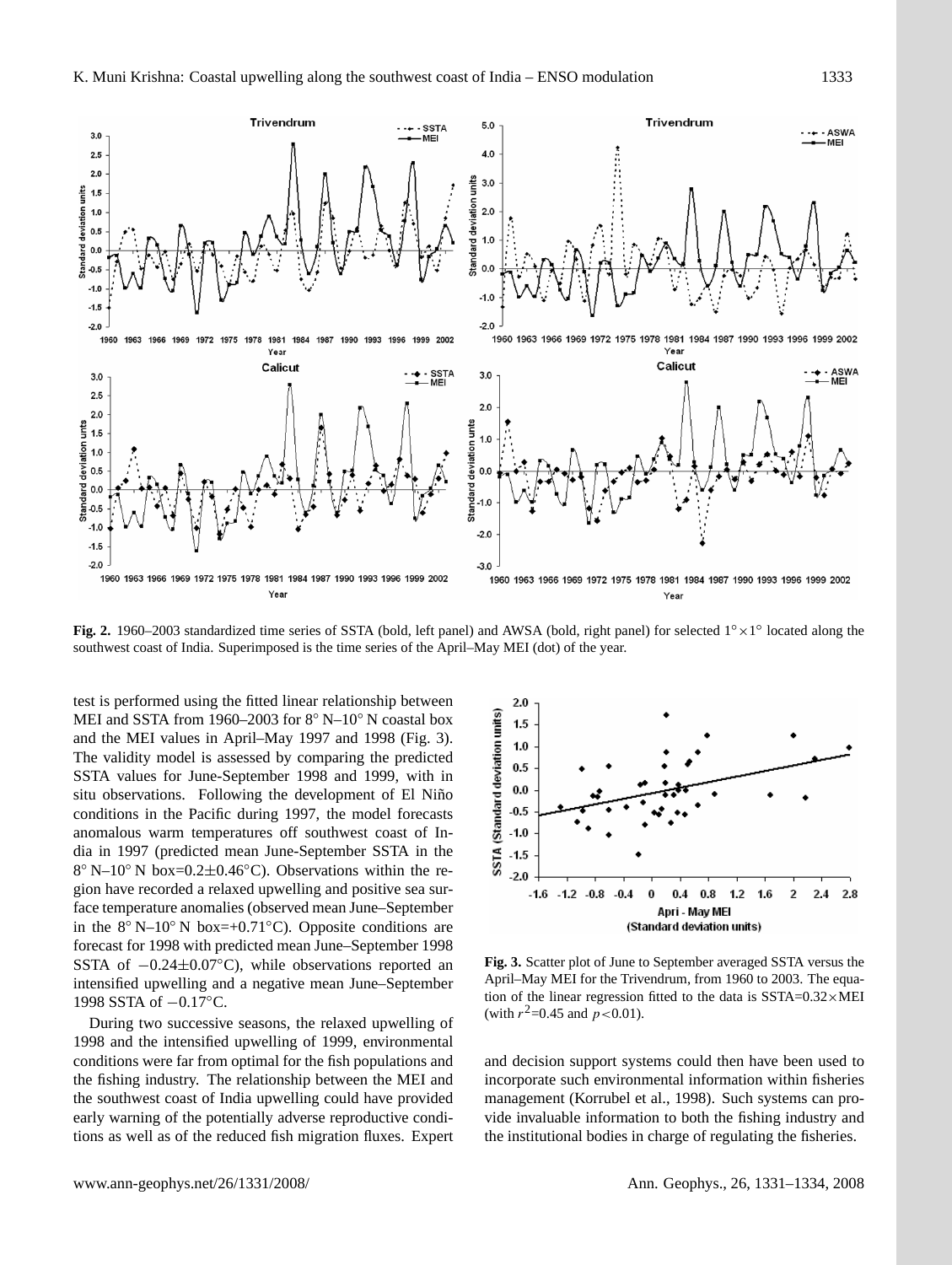**Fig. 2.** 1960–2003 standardized time series of SSTA (bold, left panel) and AWSA (bold, right panel) for selected $1° \times 1°$ located along the southwest coast of India. Superimposed is the time series of the April–May MEI (dot) of the year.

test is performed using the fitted linear relationship between MEI and SSTA from 1960–2003 for 8° N–10° N coastal box and the MEI values in April–May 1997 and 1998 (Fig. 3). The validity model is assessed by comparing the predicted SSTA values for June-September 1998 and 1999, with in situ observations. Following the development of El Niño conditions in the Pacific during 1997, the model forecasts anomalous warm temperatures off southwest coast of India in 1997 (predicted mean June-September SSTA in the 8° N–10° N box=0.2±0.46°C). Observations within the region have recorded a relaxed upwelling and positive sea surface temperature anomalies (observed mean June–September in the 8° N–10° N box=+0.71°C). Opposite conditions are forecast for 1998 with predicted mean June–September 1998 SSTA of −0.24±0.07°C), while observations reported an intensified upwelling and a negative mean June–September 1998 SSTA of −0.17°C.

During two successive seasons, the relaxed upwelling of 1998 and the intensified upwelling of 1999, environmental conditions were far from optimal for the fish populations and the fishing industry. The relationship between the MEI and the southwest coast of India upwelling could have provided early warning of the potentially adverse reproductive conditions as well as of the reduced fish migration fluxes. Expert and decision support systems could then have been used to incorporate such environmental information within fisheries management (Korrubel et al., 1998). Such systems can provide invaluable information to both the fishing industry and the institutional bodies in charge of regulating the fisheries.

**Fig. 3.** Scatter plot of June to September averaged SSTA versus the April–May MEI for the Trivendrum, from 1960 to 2003. The equation of the linear regression fitted to the data is SSTA=0.32×MEI (with $r^2$=0.45 and $p<0.01$).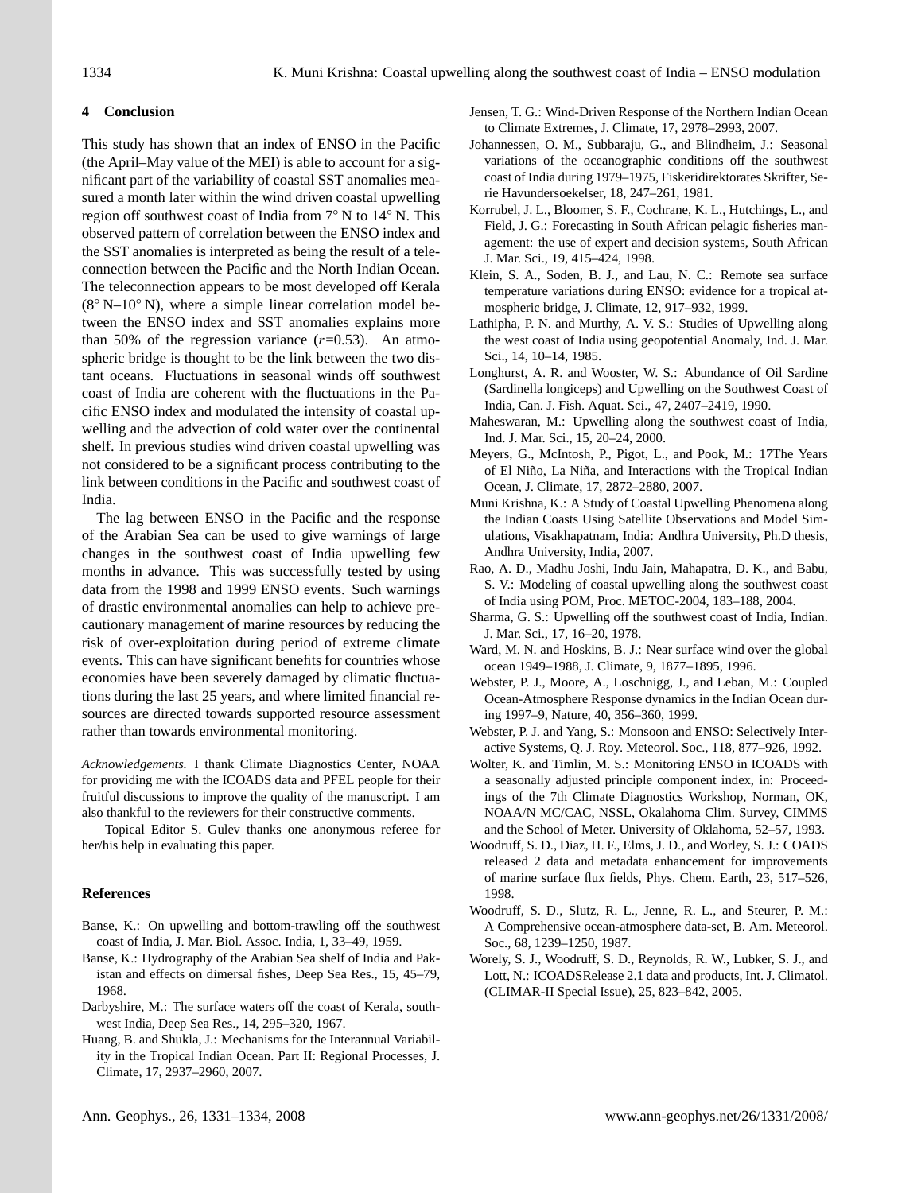## 4 Conclusion

This study has shown that an index of ENSO in the Pacific (the April–May value of the MEI) is able to account for a significant part of the variability of coastal SST anomalies measured a month later within the wind driven coastal upwelling region off southwest coast of India from 7° N to 14° N. This observed pattern of correlation between the ENSO index and the SST anomalies is interpreted as being the result of a teleconnection between the Pacific and the North Indian Ocean. The teleconnection appears to be most developed off Kerala (8° N–10° N), where a simple linear correlation model between the ENSO index and SST anomalies explains more than 50% of the regression variance ($r$=0.53). An atmospheric bridge is thought to be the link between the two distant oceans. Fluctuations in seasonal winds off southwest coast of India are coherent with the fluctuations in the Pacific ENSO index and modulated the intensity of coastal upwelling and the advection of cold water over the continental shelf. In previous studies wind driven coastal upwelling was not considered to be a significant process contributing to the link between conditions in the Pacific and southwest coast of India.

The lag between ENSO in the Pacific and the response of the Arabian Sea can be used to give warnings of large changes in the southwest coast of India upwelling few months in advance. This was successfully tested by using data from the 1998 and 1999 ENSO events. Such warnings of drastic environmental anomalies can help to achieve precautionary management of marine resources by reducing the risk of over-exploitation during period of extreme climate events. This can have significant benefits for countries whose economies have been severely damaged by climatic fluctuations during the last 25 years, and where limited financial resources are directed towards supported resource assessment rather than towards environmental monitoring.

*Acknowledgements.* I thank Climate Diagnostics Center, NOAA for providing me with the ICOADS data and PFEL people for their fruitful discussions to improve the quality of the manuscript. I am also thankful to the reviewers for their constructive comments.

Topical Editor S. Gulev thanks one anonymous referee for her/his help in evaluating this paper.

## References

Banse, K.: On upwelling and bottom-trawling off the southwest coast of India, J. Mar. Biol. Assoc. India, 1, 33–49, 1959.

Banse, K.: Hydrography of the Arabian Sea shelf of India and Pakistan and effects on dimersal fishes, Deep Sea Res., 15, 45–79, 1968.

Darbyshire, M.: The surface waters off the coast of Kerala, southwest India, Deep Sea Res., 14, 295–320, 1967.

Huang, B. and Shukla, J.: Mechanisms for the Interannual Variability in the Tropical Indian Ocean. Part II: Regional Processes, J. Climate, 17, 2937–2960, 2007.

Jensen, T. G.: Wind-Driven Response of the Northern Indian Ocean to Climate Extremes, J. Climate, 17, 2978–2993, 2007.

Johannessen, O. M., Subbaraju, G., and Blindheim, J.: Seasonal variations of the oceanographic conditions off the southwest coast of India during 1979–1975, Fiskeridirektorates Skrifter, Serie Havundersoekelser, 18, 247–261, 1981.

Korrubel, J. L., Bloomer, S. F., Cochrane, K. L., Hutchings, L., and Field, J. G.: Forecasting in South African pelagic fisheries management: the use of expert and decision systems, South African J. Mar. Sci., 19, 415–424, 1998.

Klein, S. A., Soden, B. J., and Lau, N. C.: Remote sea surface temperature variations during ENSO: evidence for a tropical atmospheric bridge, J. Climate, 12, 917–932, 1999.

Lathipha, P. N. and Murthy, A. V. S.: Studies of Upwelling along the west coast of India using geopotential Anomaly, Ind. J. Mar. Sci., 14, 10–14, 1985.

Longhurst, A. R. and Wooster, W. S.: Abundance of Oil Sardine (Sardinella longiceps) and Upwelling on the Southwest Coast of India, Can. J. Fish. Aquat. Sci., 47, 2407–2419, 1990.

Maheswaran, M.: Upwelling along the southwest coast of India, Ind. J. Mar. Sci., 15, 20–24, 2000.

Meyers, G., McIntosh, P., Pigot, L., and Pook, M.: 17The Years of El Niño, La Niña, and Interactions with the Tropical Indian Ocean, J. Climate, 17, 2872–2880, 2007.

Muni Krishna, K.: A Study of Coastal Upwelling Phenomena along the Indian Coasts Using Satellite Observations and Model Simulations, Visakhapatnam, India: Andhra University, Ph.D thesis, Andhra University, India, 2007.

Rao, A. D., Madhu Joshi, Indu Jain, Mahapatra, D. K., and Babu, S. V.: Modeling of coastal upwelling along the southwest coast of India using POM, Proc. METOC-2004, 183–188, 2004.

Sharma, G. S.: Upwelling off the southwest coast of India, Indian. J. Mar. Sci., 17, 16–20, 1978.

Ward, M. N. and Hoskins, B. J.: Near surface wind over the global ocean 1949–1988, J. Climate, 9, 1877–1895, 1996.

Webster, P. J., Moore, A., Loschnigg, J., and Leban, M.: Coupled Ocean-Atmosphere Response dynamics in the Indian Ocean during 1997–9, Nature, 40, 356–360, 1999.

Webster, P. J. and Yang, S.: Monsoon and ENSO: Selectively Interactive Systems, Q. J. Roy. Meteorol. Soc., 118, 877–926, 1992.

Wolter, K. and Timlin, M. S.: Monitoring ENSO in ICOADS with a seasonally adjusted principle component index, in: Proceedings of the 7th Climate Diagnostics Workshop, Norman, OK, NOAA/N MC/CAC, NSSL, Okalahoma Clim. Survey, CIMMS and the School of Meter. University of Oklahoma, 52–57, 1993.

Woodruff, S. D., Diaz, H. F., Elms, J. D., and Worley, S. J.: COADS released 2 data and metadata enhancement for improvements of marine surface flux fields, Phys. Chem. Earth, 23, 517–526, 1998.

Woodruff, S. D., Slutz, R. L., Jenne, R. L., and Steurer, P. M.: A Comprehensive ocean-atmosphere data-set, B. Am. Meteorol. Soc., 68, 1239–1250, 1987.

Worely, S. J., Woodruff, S. D., Reynolds, R. W., Lubker, S. J., and Lott, N.: ICOADSRelease 2.1 data and products, Int. J. Climatol. (CLIMAR-II Special Issue), 25, 823–842, 2005.